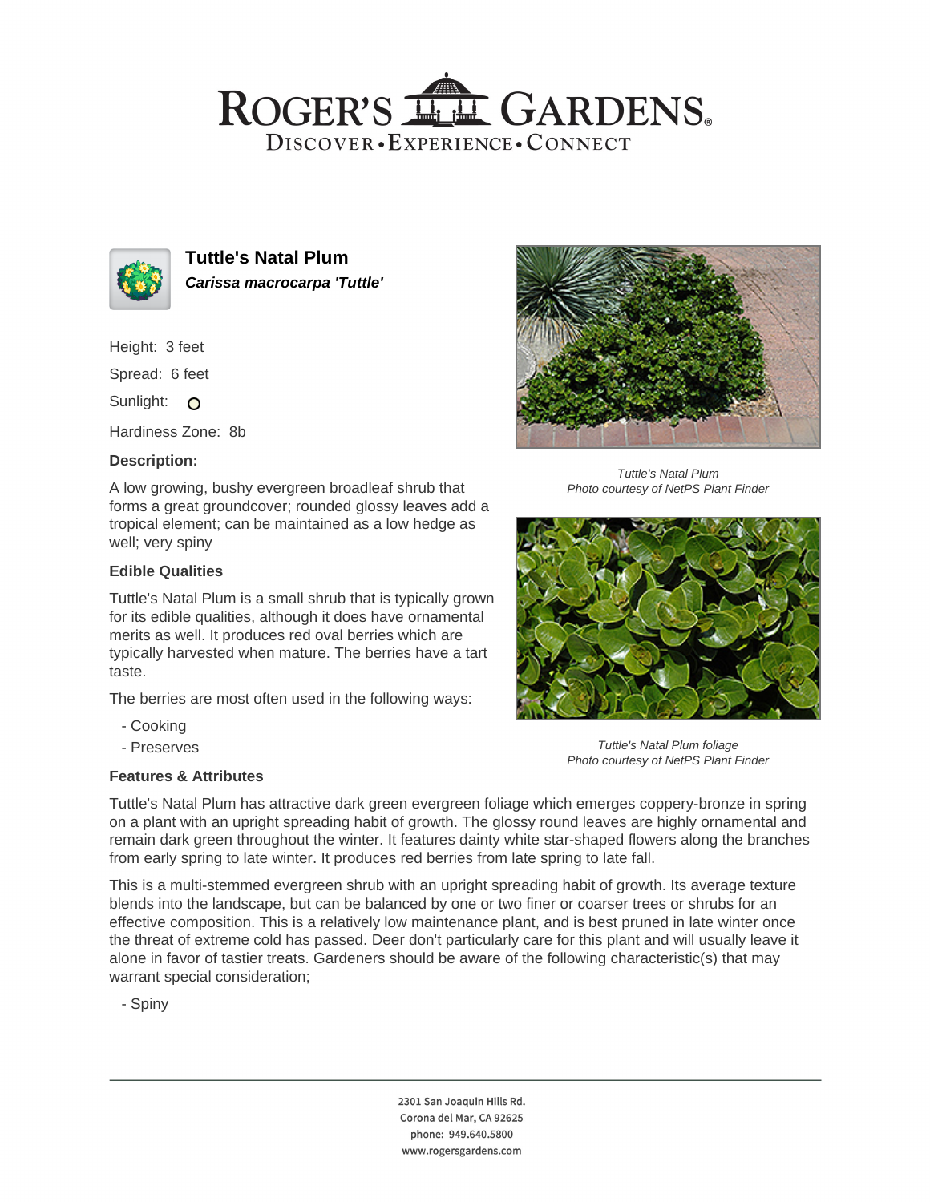# Tuttle's Natal Plum

***Carissa macrocarpa 'Tuttle'***

Height: 3 feet

Spread: 6 feet

Sunlight: O

Hardiness Zone: 8b

### Description:

A low growing, bushy evergreen broadleaf shrub that forms a great groundcover; rounded glossy leaves add a tropical element; can be maintained as a low hedge as well; very spiny

*Tuttle's Natal Plum*
*Photo courtesy of NetPS Plant Finder*

*Tuttle's Natal Plum foliage*
*Photo courtesy of NetPS Plant Finder*

### Edible Qualities

Tuttle's Natal Plum is a small shrub that is typically grown for its edible qualities, although it does have ornamental merits as well. It produces red oval berries which are typically harvested when mature. The berries have a tart taste.

The berries are most often used in the following ways:

- Cooking
- Preserves

### Features & Attributes

Tuttle's Natal Plum has attractive dark green evergreen foliage which emerges coppery-bronze in spring on a plant with an upright spreading habit of growth. The glossy round leaves are highly ornamental and remain dark green throughout the winter. It features dainty white star-shaped flowers along the branches from early spring to late winter. It produces red berries from late spring to late fall.

This is a multi-stemmed evergreen shrub with an upright spreading habit of growth. Its average texture blends into the landscape, but can be balanced by one or two finer or coarser trees or shrubs for an effective composition. This is a relatively low maintenance plant, and is best pruned in late winter once the threat of extreme cold has passed. Deer don't particularly care for this plant and will usually leave it alone in favor of tastier treats. Gardeners should be aware of the following characteristic(s) that may warrant special consideration;

- Spiny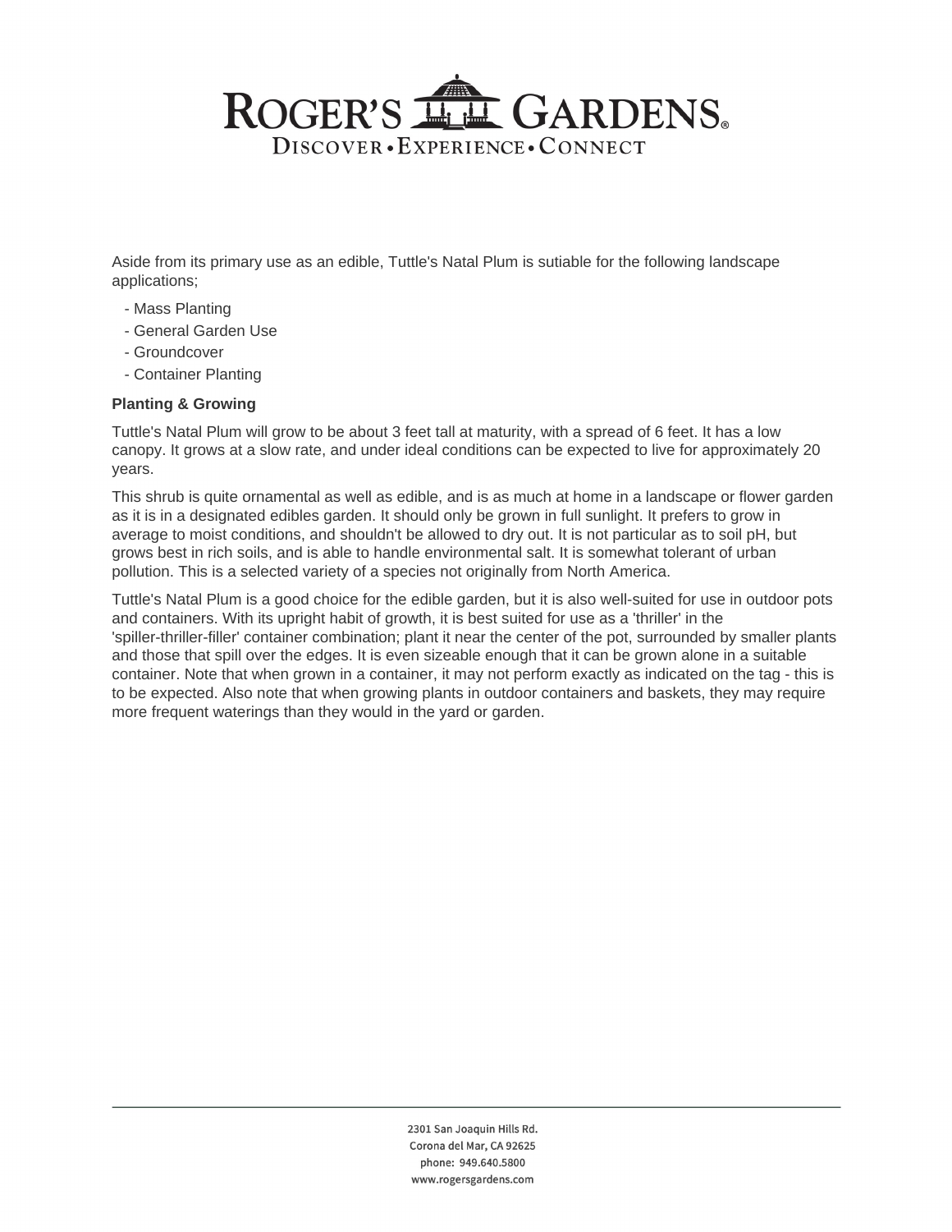Aside from its primary use as an edible, Tuttle's Natal Plum is sutiable for the following landscape applications;

- Mass Planting
- General Garden Use
- Groundcover
- Container Planting

**Planting & Growing**

Tuttle's Natal Plum will grow to be about 3 feet tall at maturity, with a spread of 6 feet. It has a low canopy. It grows at a slow rate, and under ideal conditions can be expected to live for approximately 20 years.

This shrub is quite ornamental as well as edible, and is as much at home in a landscape or flower garden as it is in a designated edibles garden. It should only be grown in full sunlight. It prefers to grow in average to moist conditions, and shouldn't be allowed to dry out. It is not particular as to soil pH, but grows best in rich soils, and is able to handle environmental salt. It is somewhat tolerant of urban pollution. This is a selected variety of a species not originally from North America.

Tuttle's Natal Plum is a good choice for the edible garden, but it is also well-suited for use in outdoor pots and containers. With its upright habit of growth, it is best suited for use as a 'thriller' in the 'spiller-thriller-filler' container combination; plant it near the center of the pot, surrounded by smaller plants and those that spill over the edges. It is even sizeable enough that it can be grown alone in a suitable container. Note that when grown in a container, it may not perform exactly as indicated on the tag - this is to be expected. Also note that when growing plants in outdoor containers and baskets, they may require more frequent waterings than they would in the yard or garden.